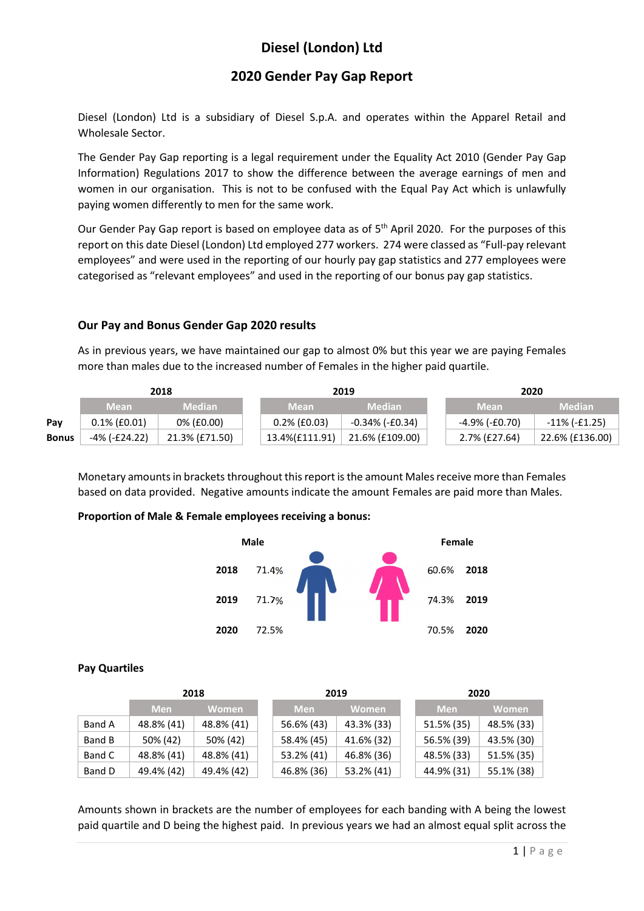# Diesel (London) Ltd

## 2020 Gender Pay Gap Report

Diesel (London) Ltd is a subsidiary of Diesel S.p.A. and operates within the Apparel Retail and Wholesale Sector.

The Gender Pay Gap reporting is a legal requirement under the Equality Act 2010 (Gender Pay Gap Information) Regulations 2017 to show the difference between the average earnings of men and women in our organisation. This is not to be confused with the Equal Pay Act which is unlawfully paying women differently to men for the same work.

Our Gender Pay Gap report is based on employee data as of 5th April 2020. For the purposes of this report on this date Diesel (London) Ltd employed 277 workers. 274 were classed as "Full-pay relevant employees" and were used in the reporting of our hourly pay gap statistics and 277 employees were categorised as "relevant employees" and used in the reporting of our bonus pay gap statistics.

### Our Pay and Bonus Gender Gap 2020 results

As in previous years, we have maintained our gap to almost 0% but this year we are paying Females more than males due to the increased number of Females in the higher paid quartile.

| | 2018 | | 2019 | | 2020 | |
|---|---|---|---|---|---|---|
| | Mean | Median | Mean | Median | Mean | Median |
| **Pay** | 0.1% (£0.01) | 0% (£0.00) | 0.2% (£0.03) | -0.34% (-£0.34) | -4.9% (-£0.70) | -11% (-£1.25) |
| **Bonus** | -4% (-£24.22) | 21.3% (£71.50) | 13.4%(£111.91) | 21.6% (£109.00) | 2.7% (£27.64) | 22.6% (£136.00) |

Monetary amounts in brackets throughout this report is the amount Males receive more than Females based on data provided. Negative amounts indicate the amount Females are paid more than Males.

**Proportion of Male & Female employees receiving a bonus:**

| | Male | Female |
|---|---|---|
| **2018** | 71.4% | 60.6% |
| **2019** | 71.7% | 74.3% |
| **2020** | 72.5% | 70.5% |

### Pay Quartiles

| | 2018 | | 2019 | | 2020 | |
|---|---|---|---|---|---|---|
| | Men | Women | Men | Women | Men | Women |
| Band A | 48.8% (41) | 48.8% (41) | 56.6% (43) | 43.3% (33) | 51.5% (35) | 48.5% (33) |
| Band B | 50% (42) | 50% (42) | 58.4% (45) | 41.6% (32) | 56.5% (39) | 43.5% (30) |
| Band C | 48.8% (41) | 48.8% (41) | 53.2% (41) | 46.8% (36) | 48.5% (33) | 51.5% (35) |
| Band D | 49.4% (42) | 49.4% (42) | 46.8% (36) | 53.2% (41) | 44.9% (31) | 55.1% (38) |

Amounts shown in brackets are the number of employees for each banding with A being the lowest paid quartile and D being the highest paid. In previous years we had an almost equal split across the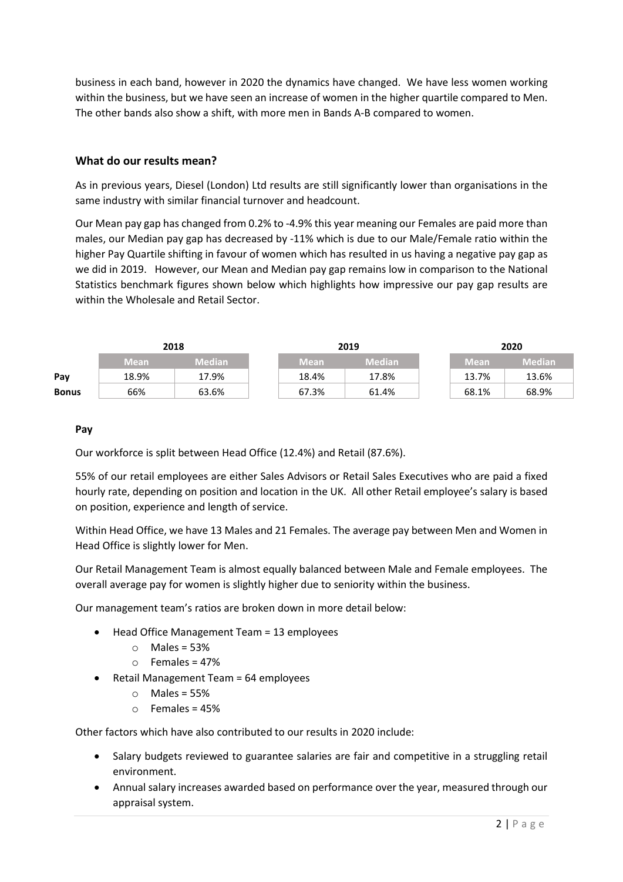business in each band, however in 2020 the dynamics have changed. We have less women working within the business, but we have seen an increase of women in the higher quartile compared to Men. The other bands also show a shift, with more men in Bands A-B compared to women.

### What do our results mean?

As in previous years, Diesel (London) Ltd results are still significantly lower than organisations in the same industry with similar financial turnover and headcount.

Our Mean pay gap has changed from 0.2% to -4.9% this year meaning our Females are paid more than males, our Median pay gap has decreased by -11% which is due to our Male/Female ratio within the higher Pay Quartile shifting in favour of women which has resulted in us having a negative pay gap as we did in 2019. However, our Mean and Median pay gap remains low in comparison to the National Statistics benchmark figures shown below which highlights how impressive our pay gap results are within the Wholesale and Retail Sector.

| | 2018 | | 2019 | | 2020 | |
|---|---|---|---|---|---|---|
| | Mean | Median | Mean | Median | Mean | Median |
| **Pay** | 18.9% | 17.9% | 18.4% | 17.8% | 13.7% | 13.6% |
| **Bonus** | 66% | 63.6% | 67.3% | 61.4% | 68.1% | 68.9% |

**Pay**

Our workforce is split between Head Office (12.4%) and Retail (87.6%).

55% of our retail employees are either Sales Advisors or Retail Sales Executives who are paid a fixed hourly rate, depending on position and location in the UK. All other Retail employee's salary is based on position, experience and length of service.

Within Head Office, we have 13 Males and 21 Females. The average pay between Men and Women in Head Office is slightly lower for Men.

Our Retail Management Team is almost equally balanced between Male and Female employees. The overall average pay for women is slightly higher due to seniority within the business.

Our management team's ratios are broken down in more detail below:

- Head Office Management Team = 13 employees
  - Males = 53%
  - Females = 47%
- Retail Management Team = 64 employees
  - Males = 55%
  - Females = 45%

Other factors which have also contributed to our results in 2020 include:

- Salary budgets reviewed to guarantee salaries are fair and competitive in a struggling retail environment.
- Annual salary increases awarded based on performance over the year, measured through our appraisal system.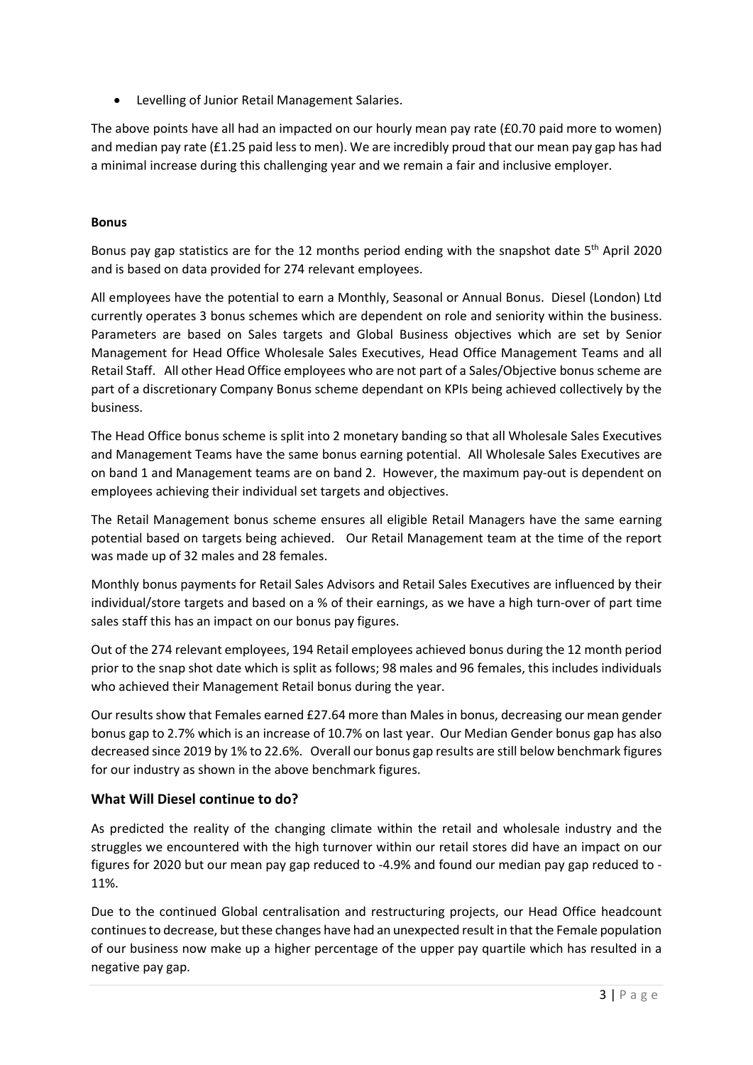- Levelling of Junior Retail Management Salaries.

The above points have all had an impacted on our hourly mean pay rate (£0.70 paid more to women) and median pay rate (£1.25 paid less to men). We are incredibly proud that our mean pay gap has had a minimal increase during this challenging year and we remain a fair and inclusive employer.

**Bonus**

Bonus pay gap statistics are for the 12 months period ending with the snapshot date 5th April 2020 and is based on data provided for 274 relevant employees.

All employees have the potential to earn a Monthly, Seasonal or Annual Bonus. Diesel (London) Ltd currently operates 3 bonus schemes which are dependent on role and seniority within the business. Parameters are based on Sales targets and Global Business objectives which are set by Senior Management for Head Office Wholesale Sales Executives, Head Office Management Teams and all Retail Staff. All other Head Office employees who are not part of a Sales/Objective bonus scheme are part of a discretionary Company Bonus scheme dependant on KPIs being achieved collectively by the business.

The Head Office bonus scheme is split into 2 monetary banding so that all Wholesale Sales Executives and Management Teams have the same bonus earning potential. All Wholesale Sales Executives are on band 1 and Management teams are on band 2. However, the maximum pay-out is dependent on employees achieving their individual set targets and objectives.

The Retail Management bonus scheme ensures all eligible Retail Managers have the same earning potential based on targets being achieved. Our Retail Management team at the time of the report was made up of 32 males and 28 females.

Monthly bonus payments for Retail Sales Advisors and Retail Sales Executives are influenced by their individual/store targets and based on a % of their earnings, as we have a high turn-over of part time sales staff this has an impact on our bonus pay figures.

Out of the 274 relevant employees, 194 Retail employees achieved bonus during the 12 month period prior to the snap shot date which is split as follows; 98 males and 96 females, this includes individuals who achieved their Management Retail bonus during the year.

Our results show that Females earned £27.64 more than Males in bonus, decreasing our mean gender bonus gap to 2.7% which is an increase of 10.7% on last year. Our Median Gender bonus gap has also decreased since 2019 by 1% to 22.6%. Overall our bonus gap results are still below benchmark figures for our industry as shown in the above benchmark figures.

## What Will Diesel continue to do?

As predicted the reality of the changing climate within the retail and wholesale industry and the struggles we encountered with the high turnover within our retail stores did have an impact on our figures for 2020 but our mean pay gap reduced to -4.9% and found our median pay gap reduced to -11%.

Due to the continued Global centralisation and restructuring projects, our Head Office headcount continues to decrease, but these changes have had an unexpected result in that the Female population of our business now make up a higher percentage of the upper pay quartile which has resulted in a negative pay gap.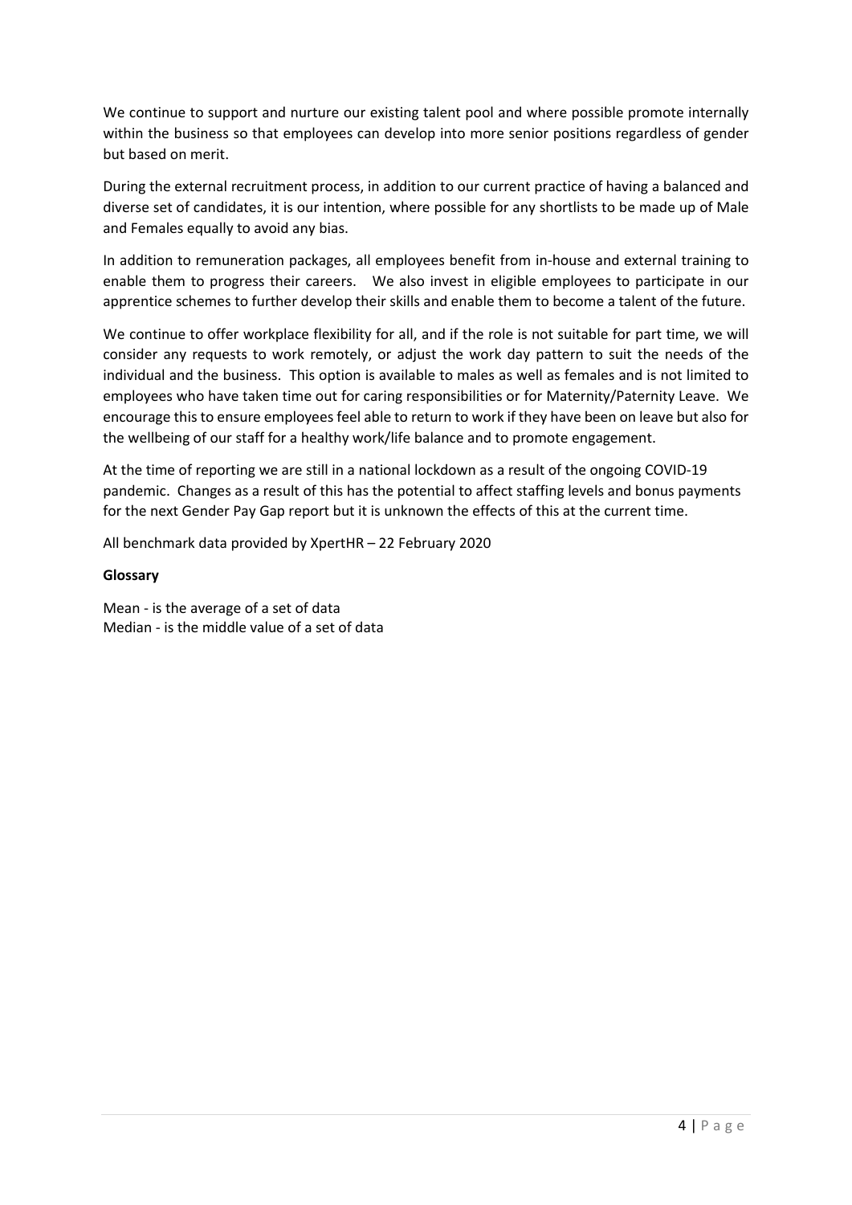We continue to support and nurture our existing talent pool and where possible promote internally within the business so that employees can develop into more senior positions regardless of gender but based on merit.

During the external recruitment process, in addition to our current practice of having a balanced and diverse set of candidates, it is our intention, where possible for any shortlists to be made up of Male and Females equally to avoid any bias.

In addition to remuneration packages, all employees benefit from in-house and external training to enable them to progress their careers. We also invest in eligible employees to participate in our apprentice schemes to further develop their skills and enable them to become a talent of the future.

We continue to offer workplace flexibility for all, and if the role is not suitable for part time, we will consider any requests to work remotely, or adjust the work day pattern to suit the needs of the individual and the business. This option is available to males as well as females and is not limited to employees who have taken time out for caring responsibilities or for Maternity/Paternity Leave. We encourage this to ensure employees feel able to return to work if they have been on leave but also for the wellbeing of our staff for a healthy work/life balance and to promote engagement.

At the time of reporting we are still in a national lockdown as a result of the ongoing COVID-19 pandemic. Changes as a result of this has the potential to affect staffing levels and bonus payments for the next Gender Pay Gap report but it is unknown the effects of this at the current time.

All benchmark data provided by XpertHR – 22 February 2020

**Glossary**

Mean - is the average of a set of data
Median - is the middle value of a set of data